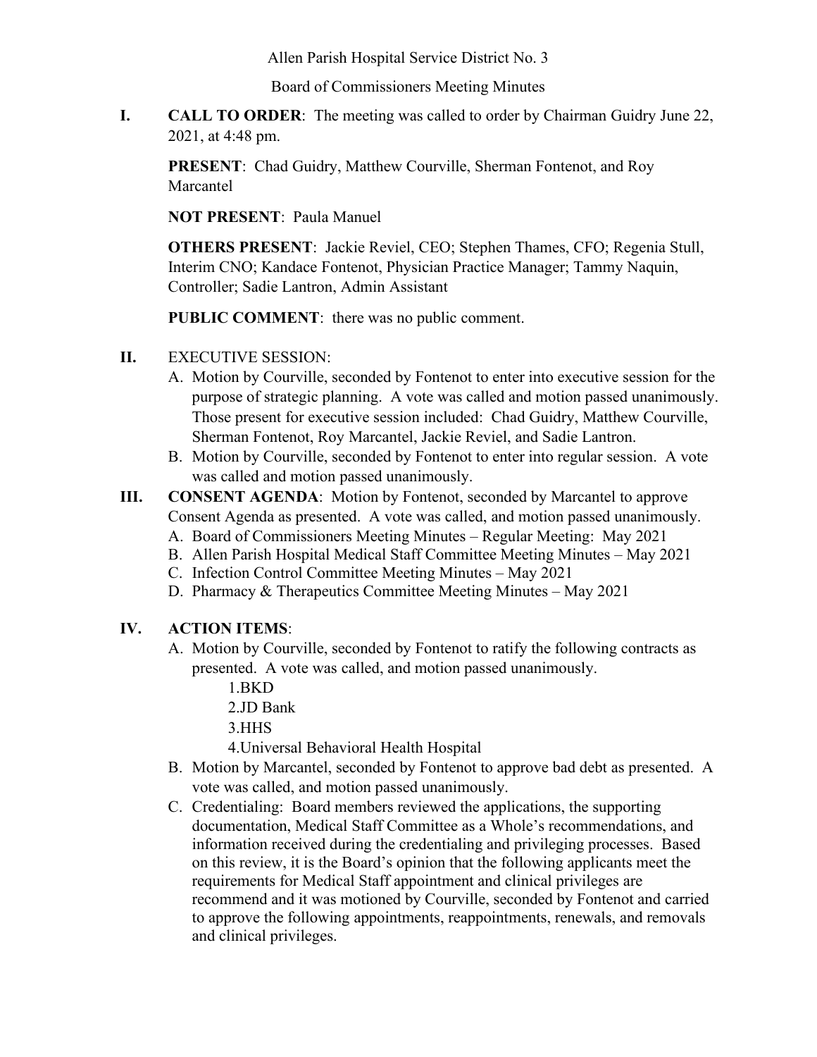Allen Parish Hospital Service District No. 3

Board of Commissioners Meeting Minutes

**I. CALL TO ORDER**: The meeting was called to order by Chairman Guidry June 22, 2021, at 4:48 pm.

**PRESENT**: Chad Guidry, Matthew Courville, Sherman Fontenot, and Roy Marcantel

**NOT PRESENT**: Paula Manuel

**OTHERS PRESENT**: Jackie Reviel, CEO; Stephen Thames, CFO; Regenia Stull, Interim CNO; Kandace Fontenot, Physician Practice Manager; Tammy Naquin, Controller; Sadie Lantron, Admin Assistant

**PUBLIC COMMENT**: there was no public comment.

**II.** EXECUTIVE SESSION:

A. Motion by Courville, seconded by Fontenot to enter into executive session for the purpose of strategic planning. A vote was called and motion passed unanimously. Those present for executive session included: Chad Guidry, Matthew Courville, Sherman Fontenot, Roy Marcantel, Jackie Reviel, and Sadie Lantron.

B. Motion by Courville, seconded by Fontenot to enter into regular session. A vote was called and motion passed unanimously.

**III. CONSENT AGENDA**: Motion by Fontenot, seconded by Marcantel to approve Consent Agenda as presented. A vote was called, and motion passed unanimously.

A. Board of Commissioners Meeting Minutes – Regular Meeting: May 2021

B. Allen Parish Hospital Medical Staff Committee Meeting Minutes – May 2021

C. Infection Control Committee Meeting Minutes – May 2021

D. Pharmacy & Therapeutics Committee Meeting Minutes – May 2021

**IV. ACTION ITEMS**:

A. Motion by Courville, seconded by Fontenot to ratify the following contracts as presented. A vote was called, and motion passed unanimously.

1. BKD
2. JD Bank
3. HHS
4. Universal Behavioral Health Hospital

B. Motion by Marcantel, seconded by Fontenot to approve bad debt as presented. A vote was called, and motion passed unanimously.

C. Credentialing: Board members reviewed the applications, the supporting documentation, Medical Staff Committee as a Whole's recommendations, and information received during the credentialing and privileging processes. Based on this review, it is the Board's opinion that the following applicants meet the requirements for Medical Staff appointment and clinical privileges are recommend and it was motioned by Courville, seconded by Fontenot and carried to approve the following appointments, reappointments, renewals, and removals and clinical privileges.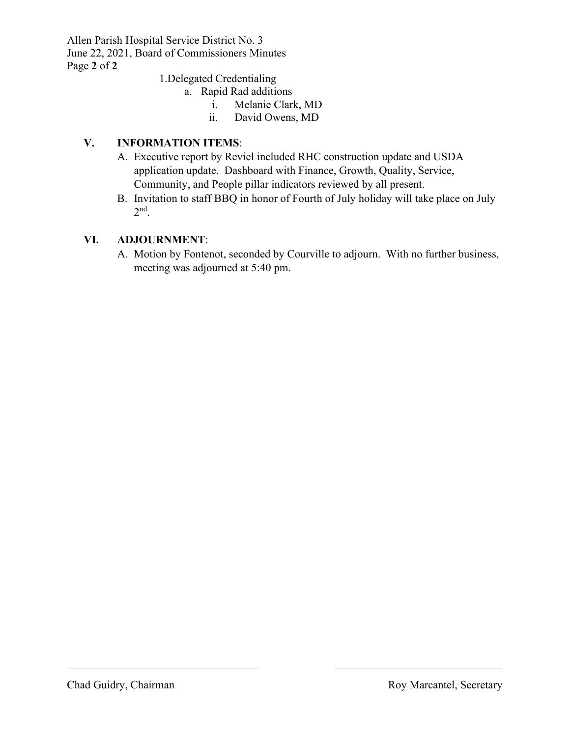1. Delegated Credentialing
    a. Rapid Rad additions
        i. Melanie Clark, MD
        ii. David Owens, MD

## V. INFORMATION ITEMS:

A. Executive report by Reviel included RHC construction update and USDA application update. Dashboard with Finance, Growth, Quality, Service, Community, and People pillar indicators reviewed by all present.

B. Invitation to staff BBQ in honor of Fourth of July holiday will take place on July 2nd.

## VI. ADJOURNMENT:

A. Motion by Fontenot, seconded by Courville to adjourn. With no further business, meeting was adjourned at 5:40 pm.

\_\_\_\_\_\_\_\_\_\_\_\_\_\_\_\_\_\_\_\_\_\_\_\_\_\_\_\_\_\_\_\_\_\_\_\_
Chad Guidry, Chairman

\_\_\_\_\_\_\_\_\_\_\_\_\_\_\_\_\_\_\_\_\_\_\_\_\_\_\_\_\_\_\_\_\_\_\_\_
Roy Marcantel, Secretary